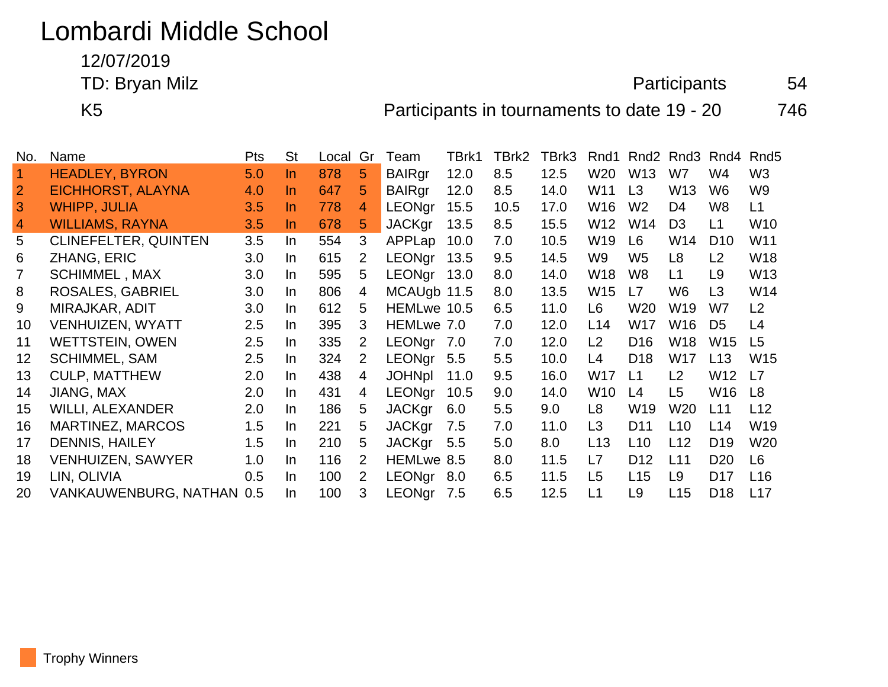# Lombardi Middle School

12/07/2019

TD: Bryan Milz

Participants 54

K5

Participants in tournaments to date 19 - 20 746

| No. | Name | Pts | St | Local | Gr | Team | TBrk1 | TBrk2 | TBrk3 | Rnd1 | Rnd2 | Rnd3 | Rnd4 | Rnd5 |
|---|---|---|---|---|---|---|---|---|---|---|---|---|---|---|
| 1 | HEADLEY, BYRON | 5.0 | In | 878 | 5 | BAIRgr | 12.0 | 8.5 | 12.5 | W20 | W13 | W7 | W4 | W3 |
| 2 | EICHHORST, ALAYNA | 4.0 | In | 647 | 5 | BAIRgr | 12.0 | 8.5 | 14.0 | W11 | L3 | W13 | W6 | W9 |
| 3 | WHIPP, JULIA | 3.5 | In | 778 | 4 | LEONgr | 15.5 | 10.5 | 17.0 | W16 | W2 | D4 | W8 | L1 |
| 4 | WILLIAMS, RAYNA | 3.5 | In | 678 | 5 | JACKgr | 13.5 | 8.5 | 15.5 | W12 | W14 | D3 | L1 | W10 |
| 5 | CLINEFELTER, QUINTEN | 3.5 | In | 554 | 3 | APPLap | 10.0 | 7.0 | 10.5 | W19 | L6 | W14 | D10 | W11 |
| 6 | ZHANG, ERIC | 3.0 | In | 615 | 2 | LEONgr | 13.5 | 9.5 | 14.5 | W9 | W5 | L8 | L2 | W18 |
| 7 | SCHIMMEL , MAX | 3.0 | In | 595 | 5 | LEONgr | 13.0 | 8.0 | 14.0 | W18 | W8 | L1 | L9 | W13 |
| 8 | ROSALES, GABRIEL | 3.0 | In | 806 | 4 | MCAUgb | 11.5 | 8.0 | 13.5 | W15 | L7 | W6 | L3 | W14 |
| 9 | MIRAJKAR, ADIT | 3.0 | In | 612 | 5 | HEMLwe | 10.5 | 6.5 | 11.0 | L6 | W20 | W19 | W7 | L2 |
| 10 | VENHUIZEN, WYATT | 2.5 | In | 395 | 3 | HEMLwe | 7.0 | 7.0 | 12.0 | L14 | W17 | W16 | D5 | L4 |
| 11 | WETTSTEIN, OWEN | 2.5 | In | 335 | 2 | LEONgr | 7.0 | 7.0 | 12.0 | L2 | D16 | W18 | W15 | L5 |
| 12 | SCHIMMEL, SAM | 2.5 | In | 324 | 2 | LEONgr | 5.5 | 5.5 | 10.0 | L4 | D18 | W17 | L13 | W15 |
| 13 | CULP, MATTHEW | 2.0 | In | 438 | 4 | JOHNpl | 11.0 | 9.5 | 16.0 | W17 | L1 | L2 | W12 | L7 |
| 14 | JIANG, MAX | 2.0 | In | 431 | 4 | LEONgr | 10.5 | 9.0 | 14.0 | W10 | L4 | L5 | W16 | L8 |
| 15 | WILLI, ALEXANDER | 2.0 | In | 186 | 5 | JACKgr | 6.0 | 5.5 | 9.0 | L8 | W19 | W20 | L11 | L12 |
| 16 | MARTINEZ, MARCOS | 1.5 | In | 221 | 5 | JACKgr | 7.5 | 7.0 | 11.0 | L3 | D11 | L10 | L14 | W19 |
| 17 | DENNIS, HAILEY | 1.5 | In | 210 | 5 | JACKgr | 5.5 | 5.0 | 8.0 | L13 | L10 | L12 | D19 | W20 |
| 18 | VENHUIZEN, SAWYER | 1.0 | In | 116 | 2 | HEMLwe | 8.5 | 8.0 | 11.5 | L7 | D12 | L11 | D20 | L6 |
| 19 | LIN, OLIVIA | 0.5 | In | 100 | 2 | LEONgr | 8.0 | 6.5 | 11.5 | L5 | L15 | L9 | D17 | L16 |
| 20 | VANKAUWENBURG, NATHAN | 0.5 | In | 100 | 3 | LEONgr | 7.5 | 6.5 | 12.5 | L1 | L9 | L15 | D18 | L17 |

Trophy Winners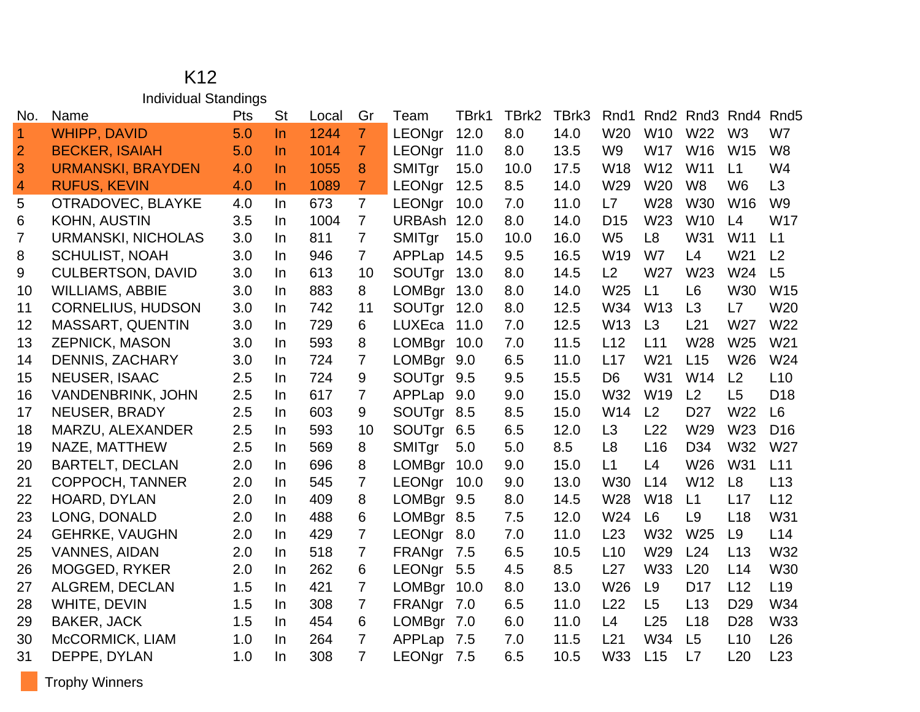# K12

## Individual Standings

| No. | Name | Pts | St | Local | Gr | Team | TBrk1 | TBrk2 | TBrk3 | Rnd1 | Rnd2 | Rnd3 | Rnd4 | Rnd5 |
|---|---|---|---|---|---|---|---|---|---|---|---|---|---|---|
| 1 | WHIPP, DAVID | 5.0 | In | 1244 | 7 | LEONgr | 12.0 | 8.0 | 14.0 | W20 | W10 | W22 | W3 | W7 |
| 2 | BECKER, ISAIAH | 5.0 | In | 1014 | 7 | LEONgr | 11.0 | 8.0 | 13.5 | W9 | W17 | W16 | W15 | W8 |
| 3 | URMANSKI, BRAYDEN | 4.0 | In | 1055 | 8 | SMITgr | 15.0 | 10.0 | 17.5 | W18 | W12 | W11 | L1 | W4 |
| 4 | RUFUS, KEVIN | 4.0 | In | 1089 | 7 | LEONgr | 12.5 | 8.5 | 14.0 | W29 | W20 | W8 | W6 | L3 |
| 5 | OTRADOVEC, BLAYKE | 4.0 | In | 673 | 7 | LEONgr | 10.0 | 7.0 | 11.0 | L7 | W28 | W30 | W16 | W9 |
| 6 | KOHN, AUSTIN | 3.5 | In | 1004 | 7 | URBAsh | 12.0 | 8.0 | 14.0 | D15 | W23 | W10 | L4 | W17 |
| 7 | URMANSKI, NICHOLAS | 3.0 | In | 811 | 7 | SMITgr | 15.0 | 10.0 | 16.0 | W5 | L8 | W31 | W11 | L1 |
| 8 | SCHULIST, NOAH | 3.0 | In | 946 | 7 | APPLap | 14.5 | 9.5 | 16.5 | W19 | W7 | L4 | W21 | L2 |
| 9 | CULBERTSON, DAVID | 3.0 | In | 613 | 10 | SOUTgr | 13.0 | 8.0 | 14.5 | L2 | W27 | W23 | W24 | L5 |
| 10 | WILLIAMS, ABBIE | 3.0 | In | 883 | 8 | LOMBgr | 13.0 | 8.0 | 14.0 | W25 | L1 | L6 | W30 | W15 |
| 11 | CORNELIUS, HUDSON | 3.0 | In | 742 | 11 | SOUTgr | 12.0 | 8.0 | 12.5 | W34 | W13 | L3 | L7 | W20 |
| 12 | MASSART, QUENTIN | 3.0 | In | 729 | 6 | LUXEca | 11.0 | 7.0 | 12.5 | W13 | L3 | L21 | W27 | W22 |
| 13 | ZEPNICK, MASON | 3.0 | In | 593 | 8 | LOMBgr | 10.0 | 7.0 | 11.5 | L12 | L11 | W28 | W25 | W21 |
| 14 | DENNIS, ZACHARY | 3.0 | In | 724 | 7 | LOMBgr | 9.0 | 6.5 | 11.0 | L17 | W21 | L15 | W26 | W24 |
| 15 | NEUSER, ISAAC | 2.5 | In | 724 | 9 | SOUTgr | 9.5 | 9.5 | 15.5 | D6 | W31 | W14 | L2 | L10 |
| 16 | VANDENBRINK, JOHN | 2.5 | In | 617 | 7 | APPLap | 9.0 | 9.0 | 15.0 | W32 | W19 | L2 | L5 | D18 |
| 17 | NEUSER, BRADY | 2.5 | In | 603 | 9 | SOUTgr | 8.5 | 8.5 | 15.0 | W14 | L2 | D27 | W22 | L6 |
| 18 | MARZU, ALEXANDER | 2.5 | In | 593 | 10 | SOUTgr | 6.5 | 6.5 | 12.0 | L3 | L22 | W29 | W23 | D16 |
| 19 | NAZE, MATTHEW | 2.5 | In | 569 | 8 | SMITgr | 5.0 | 5.0 | 8.5 | L8 | L16 | D34 | W32 | W27 |
| 20 | BARTELT, DECLAN | 2.0 | In | 696 | 8 | LOMBgr | 10.0 | 9.0 | 15.0 | L1 | L4 | W26 | W31 | L11 |
| 21 | COPPOCH, TANNER | 2.0 | In | 545 | 7 | LEONgr | 10.0 | 9.0 | 13.0 | W30 | L14 | W12 | L8 | L13 |
| 22 | HOARD, DYLAN | 2.0 | In | 409 | 8 | LOMBgr | 9.5 | 8.0 | 14.5 | W28 | W18 | L1 | L17 | L12 |
| 23 | LONG, DONALD | 2.0 | In | 488 | 6 | LOMBgr | 8.5 | 7.5 | 12.0 | W24 | L6 | L9 | L18 | W31 |
| 24 | GEHRKE, VAUGHN | 2.0 | In | 429 | 7 | LEONgr | 8.0 | 7.0 | 11.0 | L23 | W32 | W25 | L9 | L14 |
| 25 | VANNES, AIDAN | 2.0 | In | 518 | 7 | FRANgr | 7.5 | 6.5 | 10.5 | L10 | W29 | L24 | L13 | W32 |
| 26 | MOGGED, RYKER | 2.0 | In | 262 | 6 | LEONgr | 5.5 | 4.5 | 8.5 | L27 | W33 | L20 | L14 | W30 |
| 27 | ALGREM, DECLAN | 1.5 | In | 421 | 7 | LOMBgr | 10.0 | 8.0 | 13.0 | W26 | L9 | D17 | L12 | L19 |
| 28 | WHITE, DEVIN | 1.5 | In | 308 | 7 | FRANgr | 7.0 | 6.5 | 11.0 | L22 | L5 | L13 | D29 | W34 |
| 29 | BAKER, JACK | 1.5 | In | 454 | 6 | LOMBgr | 7.0 | 6.0 | 11.0 | L4 | L25 | L18 | D28 | W33 |
| 30 | McCORMICK, LIAM | 1.0 | In | 264 | 7 | APPLap | 7.5 | 7.0 | 11.5 | L21 | W34 | L5 | L10 | L26 |
| 31 | DEPPE, DYLAN | 1.0 | In | 308 | 7 | LEONgr | 7.5 | 6.5 | 10.5 | W33 | L15 | L7 | L20 | L23 |

Trophy Winners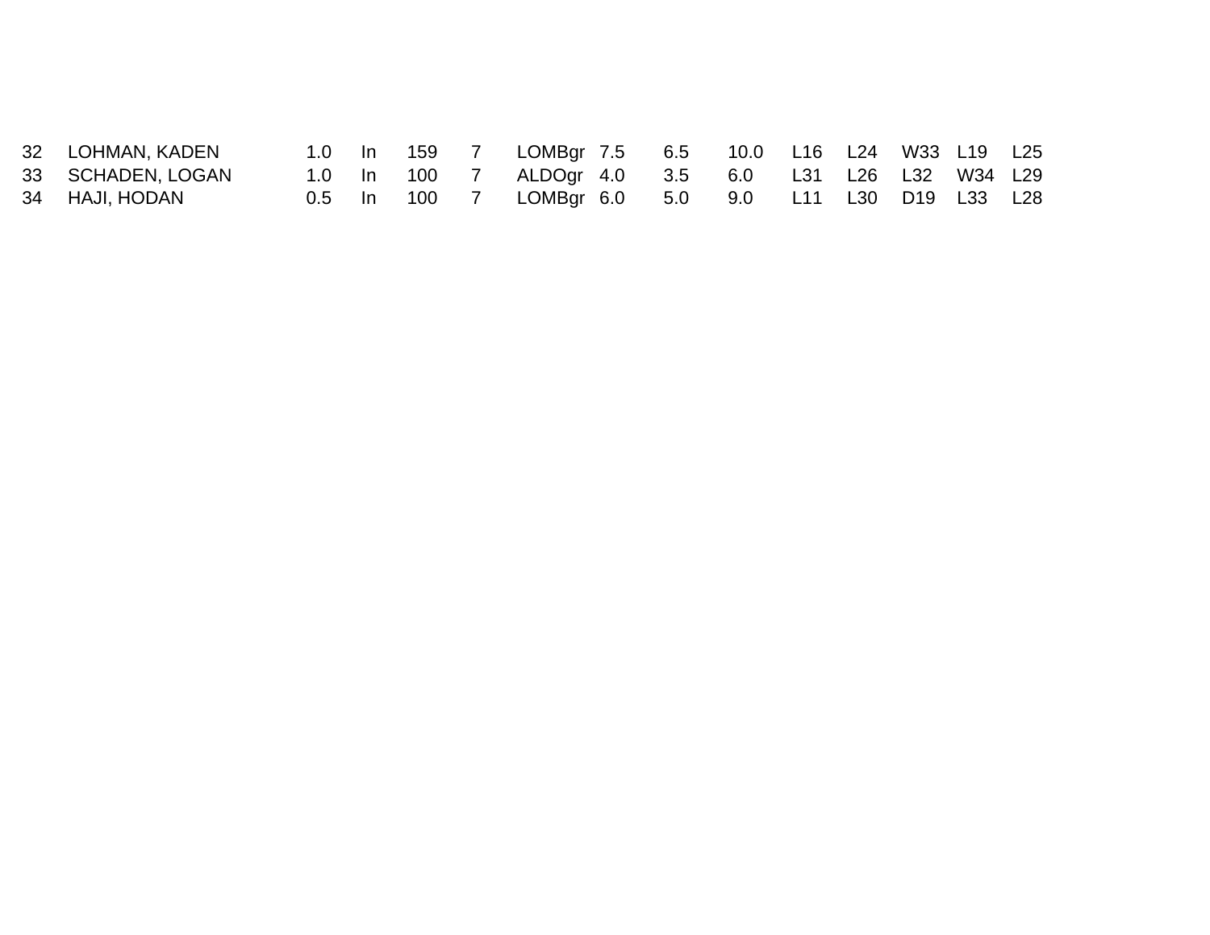| | | | | | | | | | | | | | | |
|---|---|---|---|---|---|---|---|---|---|---|---|---|---|---|
| 32 | LOHMAN, KADEN | 1.0 | In | 159 | 7 | LOMBgr | 7.5 | 6.5 | 10.0 | L16 | L24 | W33 | L19 | L25 |
| 33 | SCHADEN, LOGAN | 1.0 | In | 100 | 7 | ALDOgr | 4.0 | 3.5 | 6.0 | L31 | L26 | L32 | W34 | L29 |
| 34 | HAJI, HODAN | 0.5 | In | 100 | 7 | LOMBgr | 6.0 | 5.0 | 9.0 | L11 | L30 | D19 | L33 | L28 |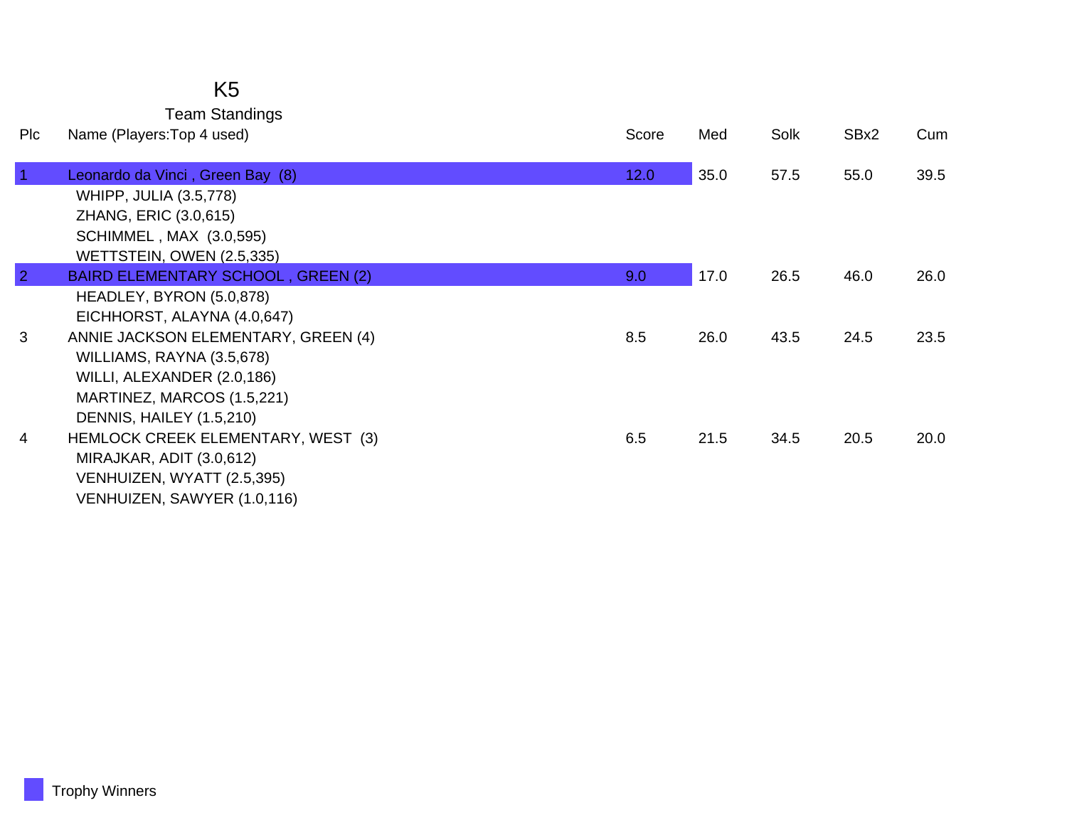# K5

## Team Standings

| Plc | Name (Players:Top 4 used) | Score | Med | Solk | SBx2 | Cum |
|---|---|---|---|---|---|---|
| 1 | Leonardo da Vinci , Green Bay (8) | 12.0 | 35.0 | 57.5 | 55.0 | 39.5 |
| | WHIPP, JULIA (3.5,778) | | | | | |
| | ZHANG, ERIC (3.0,615) | | | | | |
| | SCHIMMEL , MAX (3.0,595) | | | | | |
| | WETTSTEIN, OWEN (2.5,335) | | | | | |
| 2 | BAIRD ELEMENTARY SCHOOL , GREEN (2) | 9.0 | 17.0 | 26.5 | 46.0 | 26.0 |
| | HEADLEY, BYRON (5.0,878) | | | | | |
| | EICHHORST, ALAYNA (4.0,647) | | | | | |
| 3 | ANNIE JACKSON ELEMENTARY, GREEN (4) | 8.5 | 26.0 | 43.5 | 24.5 | 23.5 |
| | WILLIAMS, RAYNA (3.5,678) | | | | | |
| | WILLI, ALEXANDER (2.0,186) | | | | | |
| | MARTINEZ, MARCOS (1.5,221) | | | | | |
| | DENNIS, HAILEY (1.5,210) | | | | | |
| 4 | HEMLOCK CREEK ELEMENTARY, WEST (3) | 6.5 | 21.5 | 34.5 | 20.5 | 20.0 |
| | MIRAJKAR, ADIT (3.0,612) | | | | | |
| | VENHUIZEN, WYATT (2.5,395) | | | | | |
| | VENHUIZEN, SAWYER (1.0,116) | | | | | |

Trophy Winners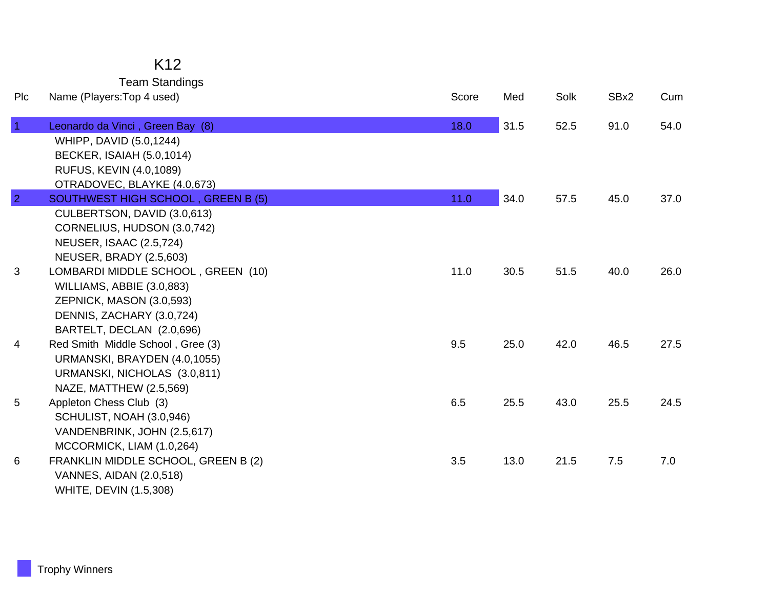# K12

## Team Standings

| Plc | Name (Players:Top 4 used) | Score | Med | Solk | SBx2 | Cum |
|---|---|---|---|---|---|---|
| 1 | Leonardo da Vinci , Green Bay (8) | 18.0 | 31.5 | 52.5 | 91.0 | 54.0 |
| | WHIPP, DAVID (5.0,1244) | | | | | |
| | BECKER, ISAIAH (5.0,1014) | | | | | |
| | RUFUS, KEVIN (4.0,1089) | | | | | |
| | OTRADOVEC, BLAYKE (4.0,673) | | | | | |
| 2 | SOUTHWEST HIGH SCHOOL , GREEN B (5) | 11.0 | 34.0 | 57.5 | 45.0 | 37.0 |
| | CULBERTSON, DAVID (3.0,613) | | | | | |
| | CORNELIUS, HUDSON (3.0,742) | | | | | |
| | NEUSER, ISAAC (2.5,724) | | | | | |
| | NEUSER, BRADY (2.5,603) | | | | | |
| 3 | LOMBARDI MIDDLE SCHOOL , GREEN (10) | 11.0 | 30.5 | 51.5 | 40.0 | 26.0 |
| | WILLIAMS, ABBIE (3.0,883) | | | | | |
| | ZEPNICK, MASON (3.0,593) | | | | | |
| | DENNIS, ZACHARY (3.0,724) | | | | | |
| | BARTELT, DECLAN (2.0,696) | | | | | |
| 4 | Red Smith Middle School , Gree (3) | 9.5 | 25.0 | 42.0 | 46.5 | 27.5 |
| | URMANSKI, BRAYDEN (4.0,1055) | | | | | |
| | URMANSKI, NICHOLAS (3.0,811) | | | | | |
| | NAZE, MATTHEW (2.5,569) | | | | | |
| 5 | Appleton Chess Club (3) | 6.5 | 25.5 | 43.0 | 25.5 | 24.5 |
| | SCHULIST, NOAH (3.0,946) | | | | | |
| | VANDENBRINK, JOHN (2.5,617) | | | | | |
| | MCCORMICK, LIAM (1.0,264) | | | | | |
| 6 | FRANKLIN MIDDLE SCHOOL, GREEN B (2) | 3.5 | 13.0 | 21.5 | 7.5 | 7.0 |
| | VANNES, AIDAN (2.0,518) | | | | | |
| | WHITE, DEVIN (1.5,308) | | | | | |

Trophy Winners